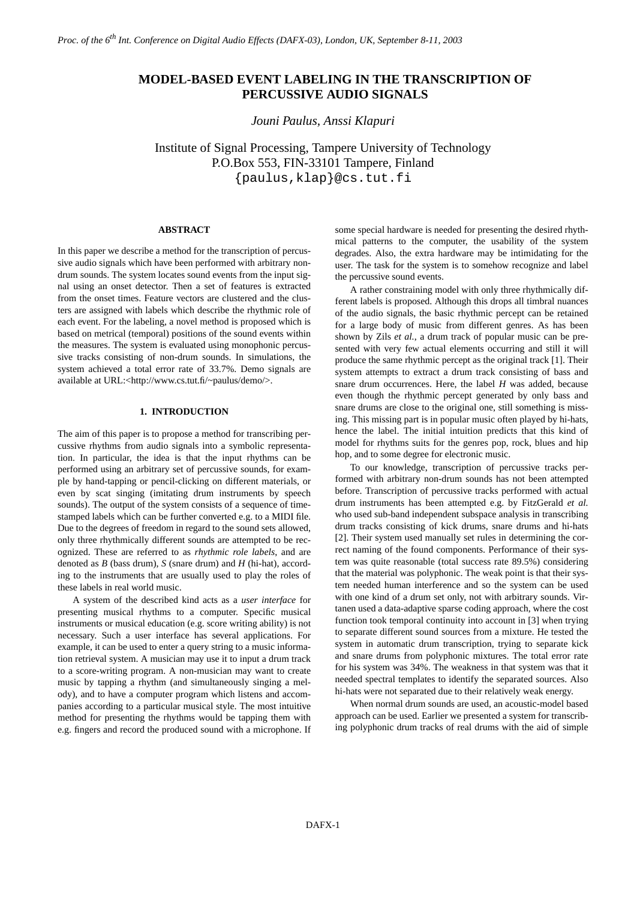# MODEL-BASED EVENT LABELING IN THE TRANSCRIPTION OF PERCUSSIVE AUDIO SIGNALS

*Jouni Paulus, Anssi Klapuri*

Institute of Signal Processing, Tampere University of Technology
P.O.Box 553, FIN-33101 Tampere, Finland
{paulus,klap}@cs.tut.fi

## ABSTRACT

In this paper we describe a method for the transcription of percussive audio signals which have been performed with arbitrary non-drum sounds. The system locates sound events from the input signal using an onset detector. Then a set of features is extracted from the onset times. Feature vectors are clustered and the clusters are assigned with labels which describe the rhythmic role of each event. For the labeling, a novel method is proposed which is based on metrical (temporal) positions of the sound events within the measures. The system is evaluated using monophonic percussive tracks consisting of non-drum sounds. In simulations, the system achieved a total error rate of 33.7%. Demo signals are available at URL:<http://www.cs.tut.fi/~paulus/demo/>.

## 1. INTRODUCTION

The aim of this paper is to propose a method for transcribing percussive rhythms from audio signals into a symbolic representation. In particular, the idea is that the input rhythms can be performed using an arbitrary set of percussive sounds, for example by hand-tapping or pencil-clicking on different materials, or even by scat singing (imitating drum instruments by speech sounds). The output of the system consists of a sequence of time-stamped labels which can be further converted e.g. to a MIDI file. Due to the degrees of freedom in regard to the sound sets allowed, only three rhythmically different sounds are attempted to be recognized. These are referred to as *rhythmic role labels*, and are denoted as *B* (bass drum), *S* (snare drum) and *H* (hi-hat), according to the instruments that are usually used to play the roles of these labels in real world music.

A system of the described kind acts as a *user interface* for presenting musical rhythms to a computer. Specific musical instruments or musical education (e.g. score writing ability) is not necessary. Such a user interface has several applications. For example, it can be used to enter a query string to a music information retrieval system. A musician may use it to input a drum track to a score-writing program. A non-musician may want to create music by tapping a rhythm (and simultaneously singing a melody), and to have a computer program which listens and accompanies according to a particular musical style. The most intuitive method for presenting the rhythms would be tapping them with e.g. fingers and record the produced sound with a microphone. If some special hardware is needed for presenting the desired rhythmical patterns to the computer, the usability of the system degrades. Also, the extra hardware may be intimidating for the user. The task for the system is to somehow recognize and label the percussive sound events.

A rather constraining model with only three rhythmically different labels is proposed. Although this drops all timbral nuances of the audio signals, the basic rhythmic percept can be retained for a large body of music from different genres. As has been shown by Zils *et al.*, a drum track of popular music can be presented with very few actual elements occurring and still it will produce the same rhythmic percept as the original track [1]. Their system attempts to extract a drum track consisting of bass and snare drum occurrences. Here, the label *H* was added, because even though the rhythmic percept generated by only bass and snare drums are close to the original one, still something is missing. This missing part is in popular music often played by hi-hats, hence the label. The initial intuition predicts that this kind of model for rhythms suits for the genres pop, rock, blues and hip hop, and to some degree for electronic music.

To our knowledge, transcription of percussive tracks performed with arbitrary non-drum sounds has not been attempted before. Transcription of percussive tracks performed with actual drum instruments has been attempted e.g. by FitzGerald *et al.* who used sub-band independent subspace analysis in transcribing drum tracks consisting of kick drums, snare drums and hi-hats [2]. Their system used manually set rules in determining the correct naming of the found components. Performance of their system was quite reasonable (total success rate 89.5%) considering that the material was polyphonic. The weak point is that their system needed human interference and so the system can be used with one kind of a drum set only, not with arbitrary sounds. Virtanen used a data-adaptive sparse coding approach, where the cost function took temporal continuity into account in [3] when trying to separate different sound sources from a mixture. He tested the system in automatic drum transcription, trying to separate kick and snare drums from polyphonic mixtures. The total error rate for his system was 34%. The weakness in that system was that it needed spectral templates to identify the separated sources. Also hi-hats were not separated due to their relatively weak energy.

When normal drum sounds are used, an acoustic-model based approach can be used. Earlier we presented a system for transcribing polyphonic drum tracks of real drums with the aid of simple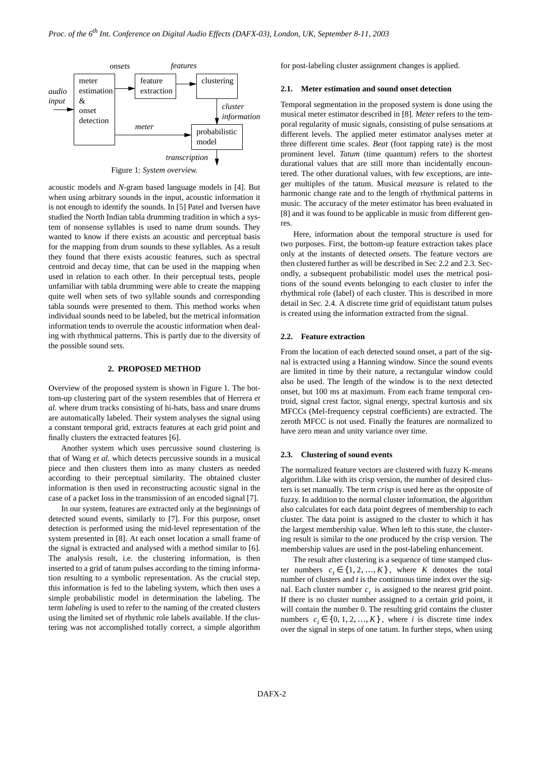Figure 1: *System overview.*

acoustic models and *N*-gram based language models in [4]. But when using arbitrary sounds in the input, acoustic information it is not enough to identify the sounds. In [5] Patel and Iversen have studied the North Indian tabla drumming tradition in which a system of nonsense syllables is used to name drum sounds. They wanted to know if there exists an acoustic and perceptual basis for the mapping from drum sounds to these syllables. As a result they found that there exists acoustic features, such as spectral centroid and decay time, that can be used in the mapping when used in relation to each other. In their perceptual tests, people unfamiliar with tabla drumming were able to create the mapping quite well when sets of two syllable sounds and corresponding tabla sounds were presented to them. This method works when individual sounds need to be labeled, but the metrical information information tends to overrule the acoustic information when dealing with rhythmical patterns. This is partly due to the diversity of the possible sound sets.

## 2. PROPOSED METHOD

Overview of the proposed system is shown in Figure 1. The bottom-up clustering part of the system resembles that of Herrera *et al.* where drum tracks consisting of hi-hats, bass and snare drums are automatically labeled. Their system analyses the signal using a constant temporal grid, extracts features at each grid point and finally clusters the extracted features [6].

Another system which uses percussive sound clustering is that of Wang *et al.* which detects percussive sounds in a musical piece and then clusters them into as many clusters as needed according to their perceptual similarity. The obtained cluster information is then used in reconstructing acoustic signal in the case of a packet loss in the transmission of an encoded signal [7].

In our system, features are extracted only at the beginnings of detected sound events, similarly to [7]. For this purpose, onset detection is performed using the mid-level representation of the system presented in [8]. At each onset location a small frame of the signal is extracted and analysed with a method similar to [6]. The analysis result, i.e. the clustering information, is then inserted to a grid of tatum pulses according to the timing information resulting to a symbolic representation. As the crucial step, this information is fed to the labeling system, which then uses a simple probabilistic model in determination the labeling. The term *labeling* is used to refer to the naming of the created clusters using the limited set of rhythmic role labels available. If the clustering was not accomplished totally correct, a simple algorithm for post-labeling cluster assignment changes is applied.

### 2.1. Meter estimation and sound onset detection

Temporal segmentation in the proposed system is done using the musical meter estimator described in [8]. *Meter* refers to the temporal regularity of music signals, consisting of pulse sensations at different levels. The applied meter estimator analyses meter at three different time scales. *Beat* (foot tapping rate) is the most prominent level. *Tatum* (time quantum) refers to the shortest durational values that are still more than incidentally encountered. The other durational values, with few exceptions, are integer multiples of the tatum. Musical *measure* is related to the harmonic change rate and to the length of rhythmical patterns in music. The accuracy of the meter estimator has been evaluated in [8] and it was found to be applicable in music from different genres.

Here, information about the temporal structure is used for two purposes. First, the bottom-up feature extraction takes place only at the instants of detected *onsets*. The feature vectors are then clustered further as will be described in Sec 2.2 and 2.3. Secondly, a subsequent probabilistic model uses the metrical positions of the sound events belonging to each cluster to infer the rhythmical role (label) of each cluster. This is described in more detail in Sec. 2.4. A discrete time grid of equidistant tatum pulses is created using the information extracted from the signal.

### 2.2. Feature extraction

From the location of each detected sound onset, a part of the signal is extracted using a Hanning window. Since the sound events are limited in time by their nature, a rectangular window could also be used. The length of the window is to the next detected onset, but 100 ms at maximum. From each frame temporal centroid, signal crest factor, signal energy, spectral kurtosis and six MFCCs (Mel-frequency cepstral coefficients) are extracted. The zeroth MFCC is not used. Finally the features are normalized to have zero mean and unity variance over time.

### 2.3. Clustering of sound events

The normalized feature vectors are clustered with fuzzy K-means algorithm. Like with its crisp version, the number of desired clusters is set manually. The term *crisp* is used here as the opposite of fuzzy. In addition to the normal cluster information, the algorithm also calculates for each data point degrees of membership to each cluster. The data point is assigned to the cluster to which it has the largest membership value. When left to this state, the clustering result is similar to the one produced by the crisp version. The membership values are used in the post-labeling enhancement.

The result after clustering is a sequence of time stamped cluster numbers $c_t \in \{1, 2, \ldots, K\}$, where $K$ denotes the total number of clusters and $t$ is the continuous time index over the signal. Each cluster number $c_t$ is assigned to the nearest grid point. If there is no cluster number assigned to a certain grid point, it will contain the number 0. The resulting grid contains the cluster numbers $c_i \in \{0, 1, 2, \ldots, K\}$, where $i$ is discrete time index over the signal in steps of one tatum. In further steps, when using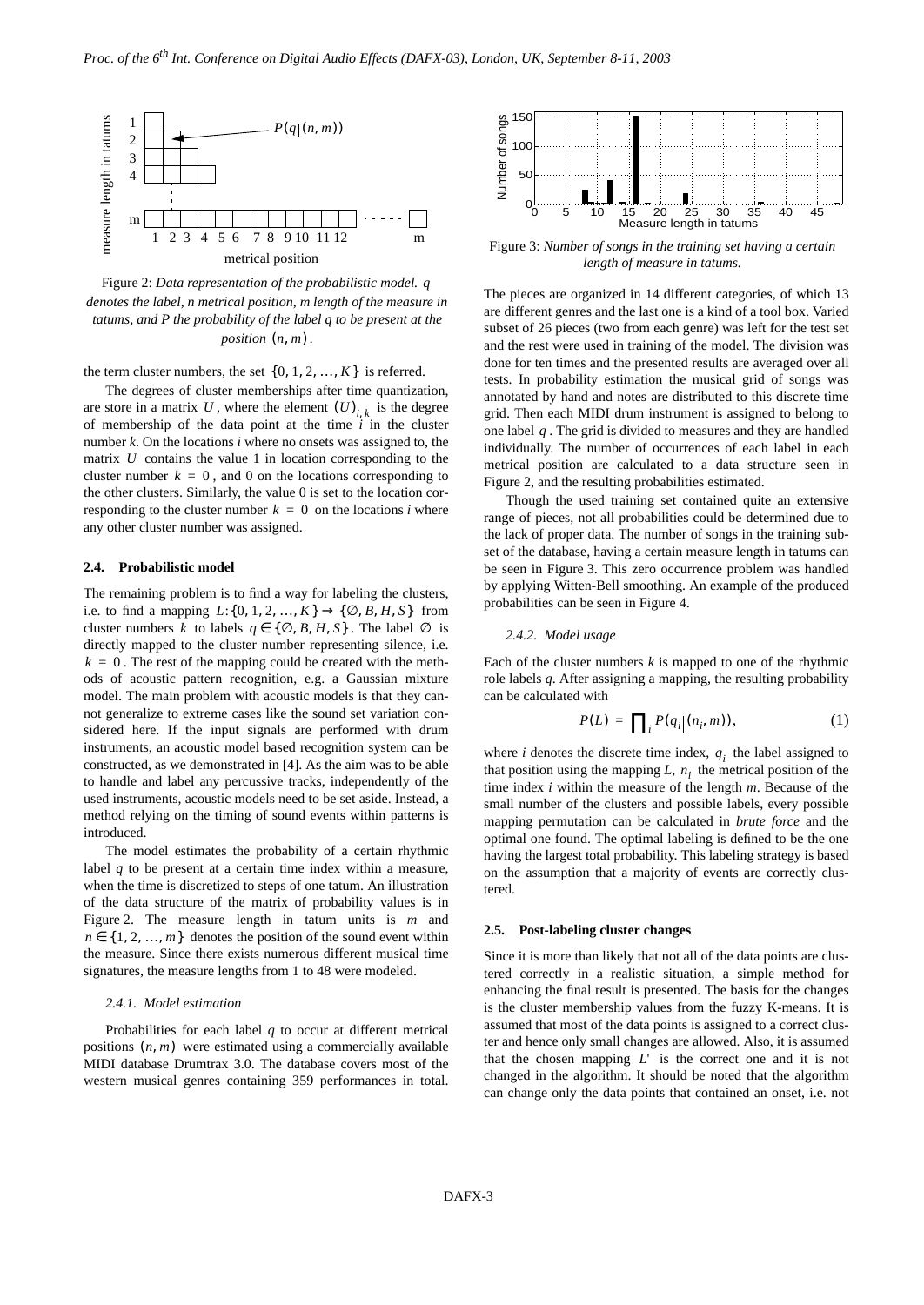Figure 2: *Data representation of the probabilistic model. q denotes the label, n metrical position, m length of the measure in tatums, and P the probability of the label q to be present at the position* $(n, m)$.

the term cluster numbers, the set $\{0, 1, 2, \ldots, K\}$ is referred.

The degrees of cluster memberships after time quantization, are store in a matrix $U$, where the element $(U)_{i,k}$ is the degree of membership of the data point at the time $i$ in the cluster number $k$. On the locations $i$ where no onsets was assigned to, the matrix $U$ contains the value 1 in location corresponding to the cluster number $k = 0$, and 0 on the locations corresponding to the other clusters. Similarly, the value 0 is set to the location corresponding to the cluster number $k = 0$ on the locations $i$ where any other cluster number was assigned.

### 2.4. Probabilistic model

The remaining problem is to find a way for labeling the clusters, i.e. to find a mapping $L: \{0, 1, 2, \ldots, K\} \rightarrow \{\emptyset, B, H, S\}$ from cluster numbers $k$ to labels $q \in \{\emptyset, B, H, S\}$. The label $\emptyset$ is directly mapped to the cluster number representing silence, i.e. $k = 0$. The rest of the mapping could be created with the methods of acoustic pattern recognition, e.g. a Gaussian mixture model. The main problem with acoustic models is that they cannot generalize to extreme cases like the sound set variation considered here. If the input signals are performed with drum instruments, an acoustic model based recognition system can be constructed, as we demonstrated in [4]. As the aim was to be able to handle and label any percussive tracks, independently of the used instruments, acoustic models need to be set aside. Instead, a method relying on the timing of sound events within patterns is introduced.

The model estimates the probability of a certain rhythmic label $q$ to be present at a certain time index within a measure, when the time is discretized to steps of one tatum. An illustration of the data structure of the matrix of probability values is in Figure 2. The measure length in tatum units is $m$ and $n \in \{1, 2, \ldots, m\}$ denotes the position of the sound event within the measure. Since there exists numerous different musical time signatures, the measure lengths from 1 to 48 were modeled.

#### 2.4.1. Model estimation

Probabilities for each label $q$ to occur at different metrical positions $(n, m)$ were estimated using a commercially available MIDI database Drumtrax 3.0. The database covers most of the western musical genres containing 359 performances in total. The pieces are organized in 14 different categories, of which 13 are different genres and the last one is a kind of a tool box. Varied subset of 26 pieces (two from each genre) was left for the test set and the rest were used in training of the model. The division was done for ten times and the presented results are averaged over all tests. In probability estimation the musical grid of songs was annotated by hand and notes are distributed to this discrete time grid. Then each MIDI drum instrument is assigned to belong to one label $q$. The grid is divided to measures and they are handled individually. The number of occurrences of each label in each metrical position are calculated to a data structure seen in Figure 2, and the resulting probabilities estimated.

Figure 3: *Number of songs in the training set having a certain length of measure in tatums.*

Though the used training set contained quite an extensive range of pieces, not all probabilities could be determined due to the lack of proper data. The number of songs in the training subset of the database, having a certain measure length in tatums can be seen in Figure 3. This zero occurrence problem was handled by applying Witten-Bell smoothing. An example of the produced probabilities can be seen in Figure 4.

#### 2.4.2. Model usage

Each of the cluster numbers $k$ is mapped to one of the rhythmic role labels $q$. After assigning a mapping, the resulting probability can be calculated with

$$P(L) = \prod_i P(q_i | (n_i, m)), \tag{1}$$

where $i$ denotes the discrete time index, $q_i$ the label assigned to that position using the mapping $L$, $n_i$ the metrical position of the time index $i$ within the measure of the length $m$. Because of the small number of the clusters and possible labels, every possible mapping permutation can be calculated in *brute force* and the optimal one found. The optimal labeling is defined to be the one having the largest total probability. This labeling strategy is based on the assumption that a majority of events are correctly clustered.

### 2.5. Post-labeling cluster changes

Since it is more than likely that not all of the data points are clustered correctly in a realistic situation, a simple method for enhancing the final result is presented. The basis for the changes is the cluster membership values from the fuzzy K-means. It is assumed that most of the data points is assigned to a correct cluster and hence only small changes are allowed. Also, it is assumed that the chosen mapping $L'$ is the correct one and it is not changed in the algorithm. It should be noted that the algorithm can change only the data points that contained an onset, i.e. not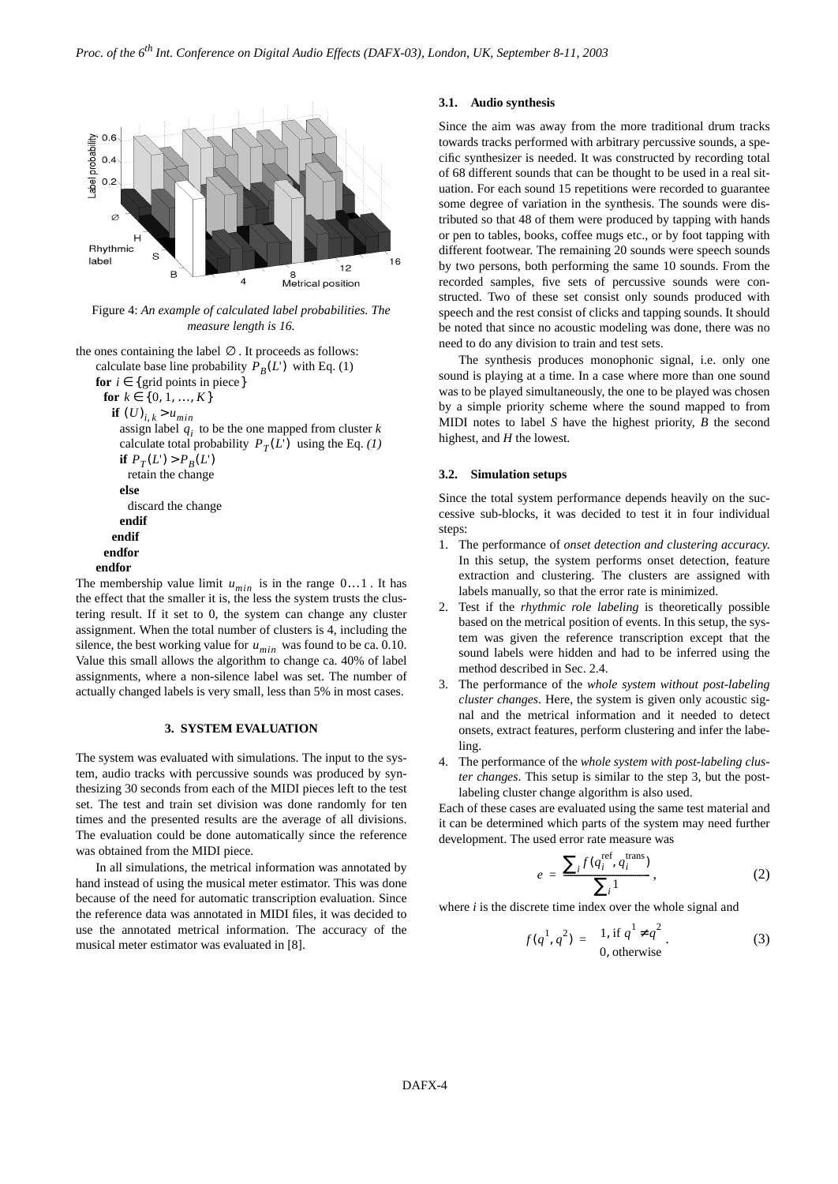Figure 4: *An example of calculated label probabilities. The measure length is 16.*

the ones containing the label $\emptyset$. It proceeds as follows:

calculate base line probability $P_B(L')$ with Eq. (1)
**for** $i \in \{$grid points in piece$\}$
  **for** $k \in \{0, 1, \ldots, K\}$
    **if** $(U)_{i,k} > u_{min}$
      assign label $q_i$ to be the one mapped from cluster $k$
      calculate total probability $P_T(L')$ using the Eq. *(1)*
      **if** $P_T(L') > P_B(L')$
        retain the change
      **else**
        discard the change
      **endif**
    **endif**
  **endfor**
**endfor**

The membership value limit $u_{min}$ is in the range $0\ldots1$. It has the effect that the smaller it is, the less the system trusts the clustering result. If it set to 0, the system can change any cluster assignment. When the total number of clusters is 4, including the silence, the best working value for $u_{min}$ was found to be ca. 0.10. Value this small allows the algorithm to change ca. 40% of label assignments, where a non-silence label was set. The number of actually changed labels is very small, less than 5% in most cases.

## 3. SYSTEM EVALUATION

The system was evaluated with simulations. The input to the system, audio tracks with percussive sounds was produced by synthesizing 30 seconds from each of the MIDI pieces left to the test set. The test and train set division was done randomly for ten times and the presented results are the average of all divisions. The evaluation could be done automatically since the reference was obtained from the MIDI piece.

In all simulations, the metrical information was annotated by hand instead of using the musical meter estimator. This was done because of the need for automatic transcription evaluation. Since the reference data was annotated in MIDI files, it was decided to use the annotated metrical information. The accuracy of the musical meter estimator was evaluated in [8].

### 3.1. Audio synthesis

Since the aim was away from the more traditional drum tracks towards tracks performed with arbitrary percussive sounds, a specific synthesizer is needed. It was constructed by recording total of 68 different sounds that can be thought to be used in a real situation. For each sound 15 repetitions were recorded to guarantee some degree of variation in the synthesis. The sounds were distributed so that 48 of them were produced by tapping with hands or pen to tables, books, coffee mugs etc., or by foot tapping with different footwear. The remaining 20 sounds were speech sounds by two persons, both performing the same 10 sounds. From the recorded samples, five sets of percussive sounds were constructed. Two of these set consist only sounds produced with speech and the rest consist of clicks and tapping sounds. It should be noted that since no acoustic modeling was done, there was no need to do any division to train and test sets.

The synthesis produces monophonic signal, i.e. only one sound is playing at a time. In a case where more than one sound was to be played simultaneously, the one to be played was chosen by a simple priority scheme where the sound mapped to from MIDI notes to label *S* have the highest priority, *B* the second highest, and *H* the lowest.

### 3.2. Simulation setups

Since the total system performance depends heavily on the successive sub-blocks, it was decided to test it in four individual steps:

1. The performance of *onset detection and clustering accuracy.* In this setup, the system performs onset detection, feature extraction and clustering. The clusters are assigned with labels manually, so that the error rate is minimized.
2. Test if the *rhythmic role labeling* is theoretically possible based on the metrical position of events. In this setup, the system was given the reference transcription except that the sound labels were hidden and had to be inferred using the method described in Sec. 2.4.
3. The performance of the *whole system without post-labeling cluster changes*. Here, the system is given only acoustic signal and the metrical information and it needed to detect onsets, extract features, perform clustering and infer the labeling.
4. The performance of the *whole system with post-labeling cluster changes*. This setup is similar to the step 3, but the post-labeling cluster change algorithm is also used.

Each of these cases are evaluated using the same test material and it can be determined which parts of the system may need further development. The used error rate measure was

$$e = \frac{\sum_i f(q_i^{\text{ref}}, q_i^{\text{trans}})}{\sum_i 1}, \tag{2}$$

where *i* is the discrete time index over the whole signal and

$$f(q^1, q^2) = \begin{cases} 1, \text{ if } q^1 \neq q^2 \\ 0, \text{ otherwise} \end{cases}. \tag{3}$$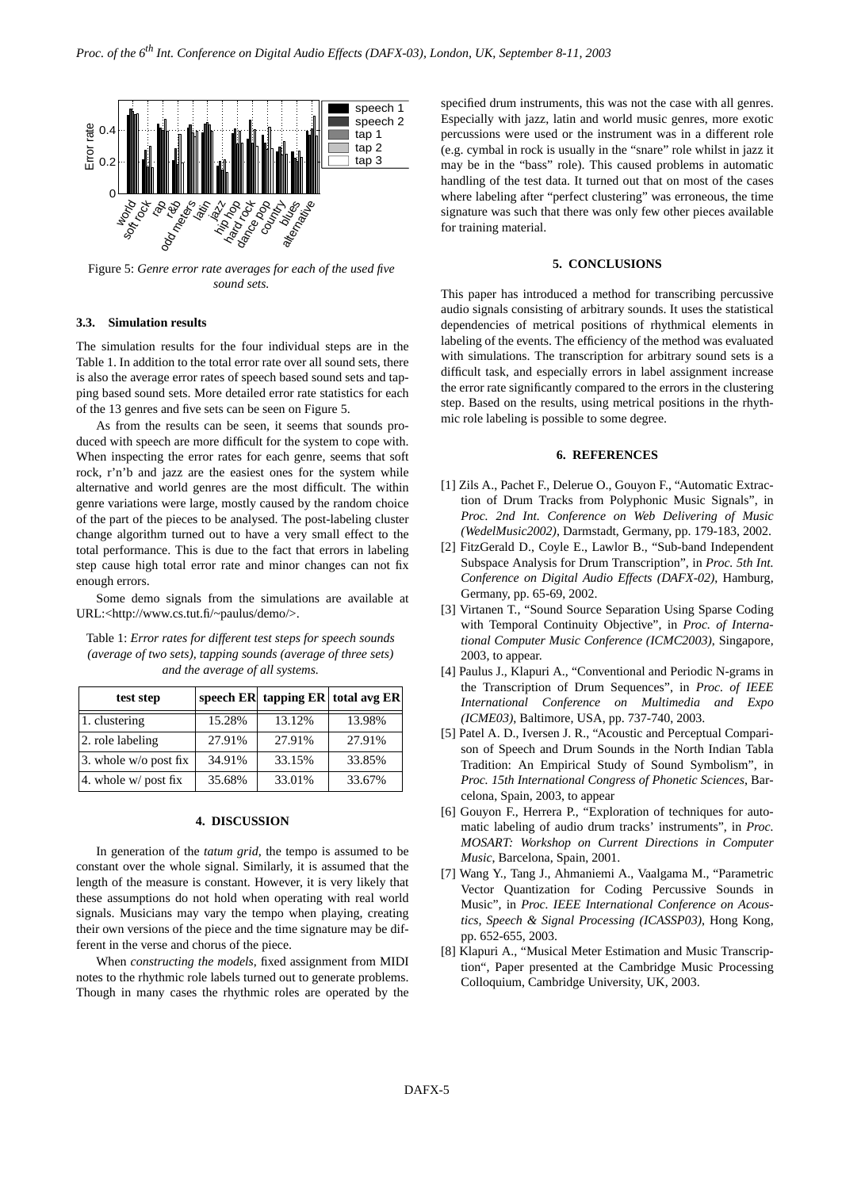Error rate
0.4
0.2
0
speech 1
speech 2
tap 1
tap 2
tap 3
world
soft rock
rap
r&b
odd meters
latin
jazz
hip hop
hard rock
dance pop
country
blues
alternative

Figure 5: *Genre error rate averages for each of the used five sound sets.*

### 3.3. Simulation results

The simulation results for the four individual steps are in the Table 1. In addition to the total error rate over all sound sets, there is also the average error rates of speech based sound sets and tapping based sound sets. More detailed error rate statistics for each of the 13 genres and five sets can be seen on Figure 5.

As from the results can be seen, it seems that sounds produced with speech are more difficult for the system to cope with. When inspecting the error rates for each genre, seems that soft rock, r'n'b and jazz are the easiest ones for the system while alternative and world genres are the most difficult. The within genre variations were large, mostly caused by the random choice of the part of the pieces to be analysed. The post-labeling cluster change algorithm turned out to have a very small effect to the total performance. This is due to the fact that errors in labeling step cause high total error rate and minor changes can not fix enough errors.

Some demo signals from the simulations are available at URL:<http://www.cs.tut.fi/~paulus/demo/>.

Table 1: *Error rates for different test steps for speech sounds (average of two sets), tapping sounds (average of three sets) and the average of all systems.*

| test step | speech ER | tapping ER | total avg ER |
|---|---|---|---|
| 1. clustering | 15.28% | 13.12% | 13.98% |
| 2. role labeling | 27.91% | 27.91% | 27.91% |
| 3. whole w/o post fix | 34.91% | 33.15% | 33.85% |
| 4. whole w/ post fix | 35.68% | 33.01% | 33.67% |

## 4. DISCUSSION

In generation of the *tatum grid*, the tempo is assumed to be constant over the whole signal. Similarly, it is assumed that the length of the measure is constant. However, it is very likely that these assumptions do not hold when operating with real world signals. Musicians may vary the tempo when playing, creating their own versions of the piece and the time signature may be different in the verse and chorus of the piece.

When *constructing the models*, fixed assignment from MIDI notes to the rhythmic role labels turned out to generate problems. Though in many cases the rhythmic roles are operated by the specified drum instruments, this was not the case with all genres. Especially with jazz, latin and world music genres, more exotic percussions were used or the instrument was in a different role (e.g. cymbal in rock is usually in the "snare" role whilst in jazz it may be in the "bass" role). This caused problems in automatic handling of the test data. It turned out that on most of the cases where labeling after "perfect clustering" was erroneous, the time signature was such that there was only few other pieces available for training material.

## 5. CONCLUSIONS

This paper has introduced a method for transcribing percussive audio signals consisting of arbitrary sounds. It uses the statistical dependencies of metrical positions of rhythmical elements in labeling of the events. The efficiency of the method was evaluated with simulations. The transcription for arbitrary sound sets is a difficult task, and especially errors in label assignment increase the error rate significantly compared to the errors in the clustering step. Based on the results, using metrical positions in the rhythmic role labeling is possible to some degree.

## 6. REFERENCES

[1] Zils A., Pachet F., Delerue O., Gouyon F., "Automatic Extraction of Drum Tracks from Polyphonic Music Signals", in *Proc. 2nd Int. Conference on Web Delivering of Music (WedelMusic2002)*, Darmstadt, Germany, pp. 179-183, 2002.

[2] FitzGerald D., Coyle E., Lawlor B., "Sub-band Independent Subspace Analysis for Drum Transcription", in *Proc. 5th Int. Conference on Digital Audio Effects (DAFX-02)*, Hamburg, Germany, pp. 65-69, 2002.

[3] Virtanen T., "Sound Source Separation Using Sparse Coding with Temporal Continuity Objective", in *Proc. of International Computer Music Conference (ICMC2003)*, Singapore, 2003, to appear.

[4] Paulus J., Klapuri A., "Conventional and Periodic N-grams in the Transcription of Drum Sequences", in *Proc. of IEEE International Conference on Multimedia and Expo (ICME03)*, Baltimore, USA, pp. 737-740, 2003.

[5] Patel A. D., Iversen J. R., "Acoustic and Perceptual Comparison of Speech and Drum Sounds in the North Indian Tabla Tradition: An Empirical Study of Sound Symbolism", in *Proc. 15th International Congress of Phonetic Sciences*, Barcelona, Spain, 2003, to appear

[6] Gouyon F., Herrera P., "Exploration of techniques for automatic labeling of audio drum tracks' instruments", in *Proc. MOSART: Workshop on Current Directions in Computer Music*, Barcelona, Spain, 2001.

[7] Wang Y., Tang J., Ahmaniemi A., Vaalgama M., "Parametric Vector Quantization for Coding Percussive Sounds in Music", in *Proc. IEEE International Conference on Acoustics, Speech & Signal Processing (ICASSP03)*, Hong Kong, pp. 652-655, 2003.

[8] Klapuri A., "Musical Meter Estimation and Music Transcription", Paper presented at the Cambridge Music Processing Colloquium, Cambridge University, UK, 2003.